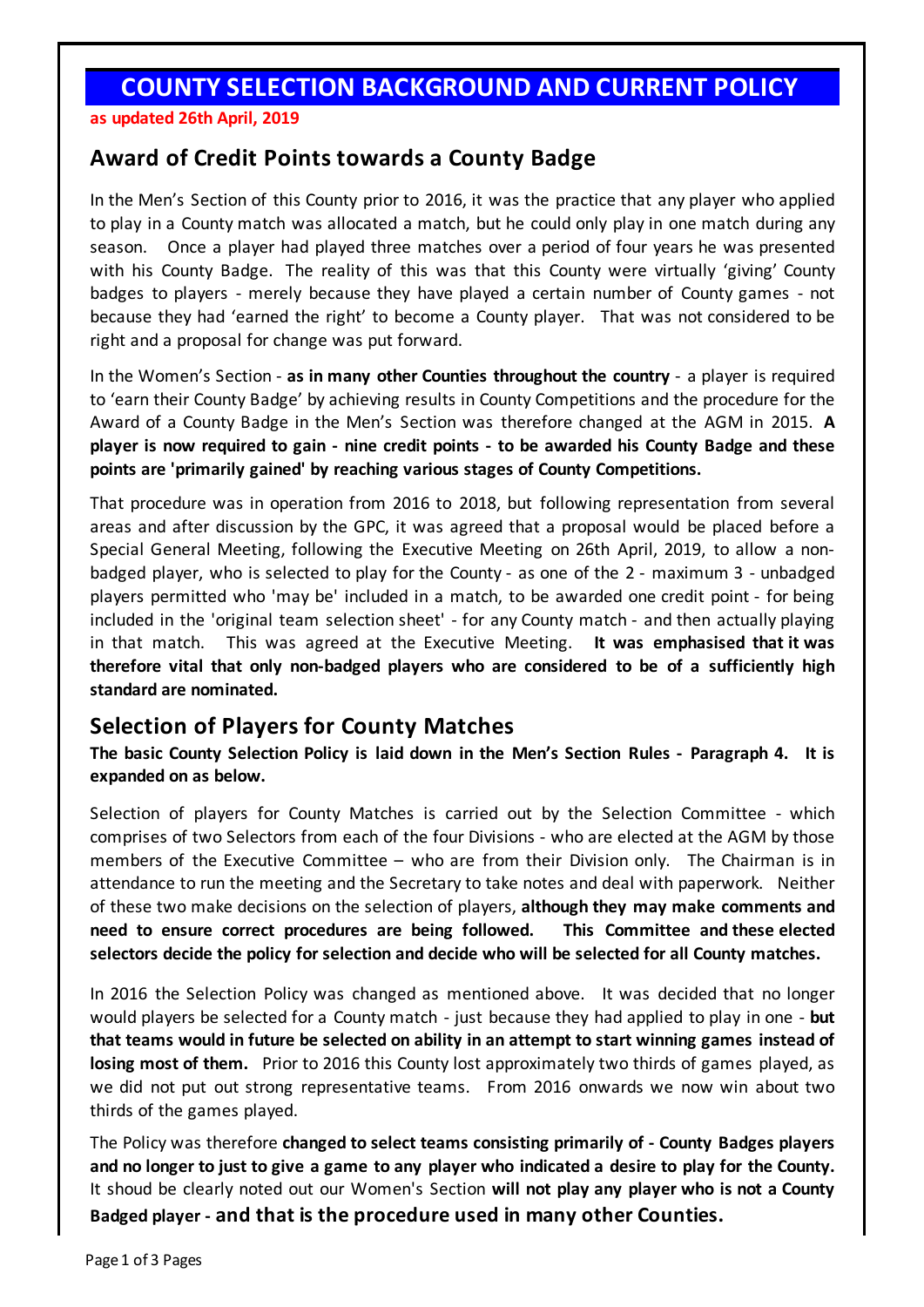# COUNTY SELECTION BACKGROUND AND CURRENT POLICY

**as updated 26th April, 2019**

## Award of Credit Points towards a County Badge

In the Men's Section of this County prior to 2016, it was the practice that any player who applied to play in a County match was allocated a match, but he could only play in one match during any season. Once a player had played three matches over a period of four years he was presented with his County Badge. The reality of this was that this County were virtually 'giving' County badges to players - merely because they have played a certain number of County games - not because they had 'earned the right' to become a County player. That was not considered to be right and a proposal for change was put forward.

In the Women's Section - **as in many other Counties throughout the country** - a player is required to 'earn their County Badge' by achieving results in County Competitions and the procedure for the Award of a County Badge in the Men's Section was therefore changed at the AGM in 2015. **A player is now required to gain - nine credit points - to be awarded his County Badge and these points are 'primarily gained' by reaching various stages of County Competitions.**

That procedure was in operation from 2016 to 2018, but following representation from several areas and after discussion by the GPC, it was agreed that a proposal would be placed before a Special General Meeting, following the Executive Meeting on 26th April, 2019, to allow a non-badged player, who is selected to play for the County - as one of the 2 - maximum 3 - unbadged players permitted who 'may be' included in a match, to be awarded one credit point - for being included in the 'original team selection sheet' - for any County match - and then actually playing in that match. This was agreed at the Executive Meeting. **It was emphasised that it was therefore vital that only non-badged players who are considered to be of a sufficiently high standard are nominated.**

## Selection of Players for County Matches

**The basic County Selection Policy is laid down in the Men's Section Rules - Paragraph 4. It is expanded on as below.**

Selection of players for County Matches is carried out by the Selection Committee - which comprises of two Selectors from each of the four Divisions - who are elected at the AGM by those members of the Executive Committee – who are from their Division only. The Chairman is in attendance to run the meeting and the Secretary to take notes and deal with paperwork. Neither of these two make decisions on the selection of players, **although they may make comments and need to ensure correct procedures are being followed. This Committee and these elected selectors decide the policy for selection and decide who will be selected for all County matches.**

In 2016 the Selection Policy was changed as mentioned above. It was decided that no longer would players be selected for a County match - just because they had applied to play in one - **but that teams would in future be selected on ability in an attempt to start winning games instead of losing most of them.** Prior to 2016 this County lost approximately two thirds of games played, as we did not put out strong representative teams. From 2016 onwards we now win about two thirds of the games played.

The Policy was therefore **changed to select teams consisting primarily of - County Badges players and no longer to just to give a game to any player who indicated a desire to play for the County.** It shoud be clearly noted out our Women's Section **will not play any player who is not a County Badged player - and that is the procedure used in many other Counties.**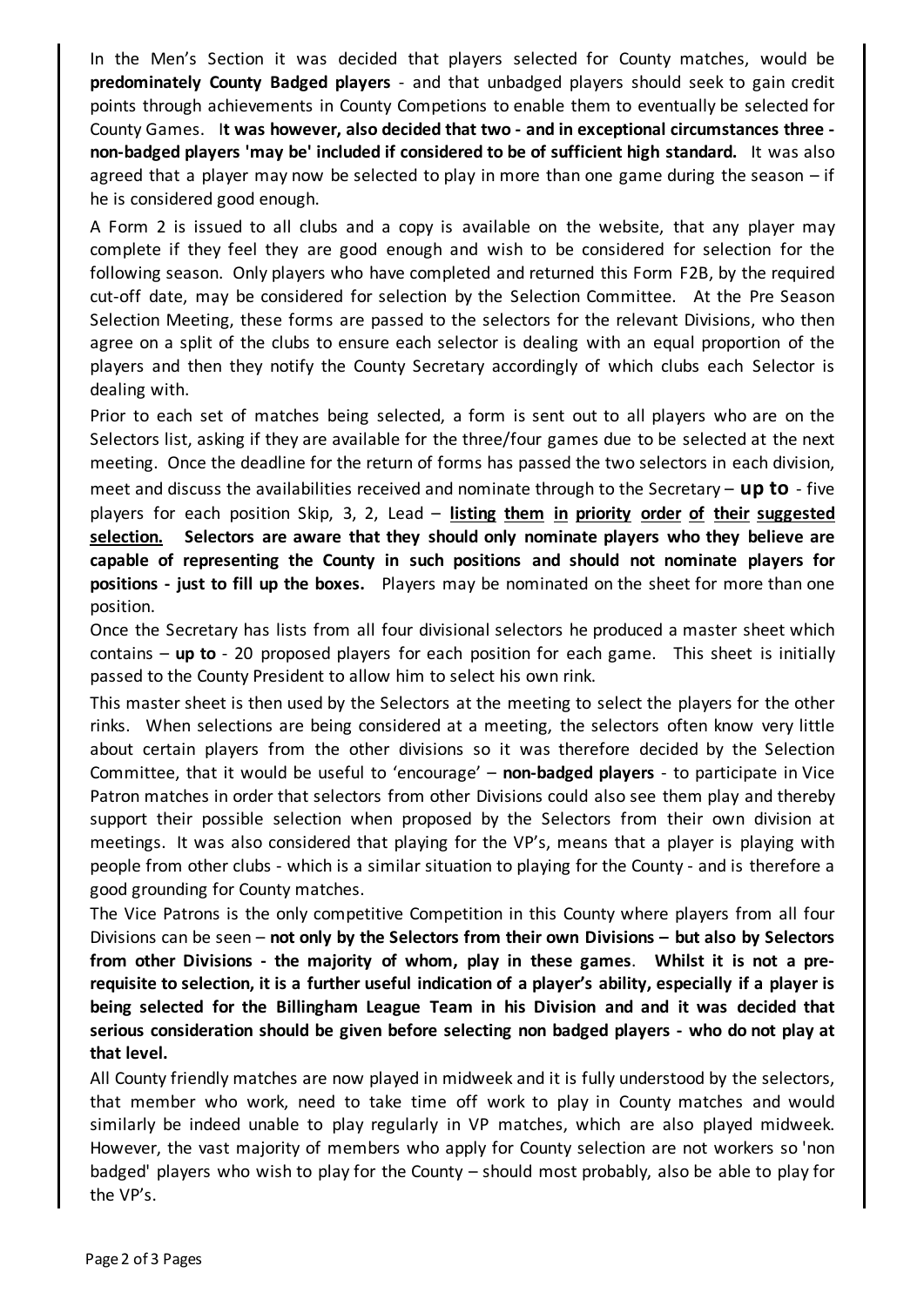In the Men's Section it was decided that players selected for County matches, would be **predominately County Badged players** - and that unbadged players should seek to gain credit points through achievements in County Competions to enable them to eventually be selected for County Games. I**t was however, also decided that two - and in exceptional circumstances three - non-badged players 'may be' included if considered to be of sufficient high standard.** It was also agreed that a player may now be selected to play in more than one game during the season – if he is considered good enough.

A Form 2 is issued to all clubs and a copy is available on the website, that any player may complete if they feel they are good enough and wish to be considered for selection for the following season. Only players who have completed and returned this Form F2B, by the required cut-off date, may be considered for selection by the Selection Committee. At the Pre Season Selection Meeting, these forms are passed to the selectors for the relevant Divisions, who then agree on a split of the clubs to ensure each selector is dealing with an equal proportion of the players and then they notify the County Secretary accordingly of which clubs each Selector is dealing with.

Prior to each set of matches being selected, a form is sent out to all players who are on the Selectors list, asking if they are available for the three/four games due to be selected at the next meeting. Once the deadline for the return of forms has passed the two selectors in each division, meet and discuss the availabilities received and nominate through to the Secretary – **up to** - five players for each position Skip, 3, 2, Lead – **listing them in priority order of their suggested selection. Selectors are aware that they should only nominate players who they believe are capable of representing the County in such positions and should not nominate players for positions - just to fill up the boxes.** Players may be nominated on the sheet for more than one position.

Once the Secretary has lists from all four divisional selectors he produced a master sheet which contains – **up to** - 20 proposed players for each position for each game. This sheet is initially passed to the County President to allow him to select his own rink.

This master sheet is then used by the Selectors at the meeting to select the players for the other rinks. When selections are being considered at a meeting, the selectors often know very little about certain players from the other divisions so it was therefore decided by the Selection Committee, that it would be useful to 'encourage' – **non-badged players** - to participate in Vice Patron matches in order that selectors from other Divisions could also see them play and thereby support their possible selection when proposed by the Selectors from their own division at meetings. It was also considered that playing for the VP's, means that a player is playing with people from other clubs - which is a similar situation to playing for the County - and is therefore a good grounding for County matches.

The Vice Patrons is the only competitive Competition in this County where players from all four Divisions can be seen – **not only by the Selectors from their own Divisions – but also by Selectors from other Divisions - the majority of whom, play in these games**. **Whilst it is not a pre-requisite to selection, it is a further useful indication of a player's ability, especially if a player is being selected for the Billingham League Team in his Division and and it was decided that serious consideration should be given before selecting non badged players - who do not play at that level.**

All County friendly matches are now played in midweek and it is fully understood by the selectors, that member who work, need to take time off work to play in County matches and would similarly be indeed unable to play regularly in VP matches, which are also played midweek. However, the vast majority of members who apply for County selection are not workers so 'non badged' players who wish to play for the County – should most probably, also be able to play for the VP's.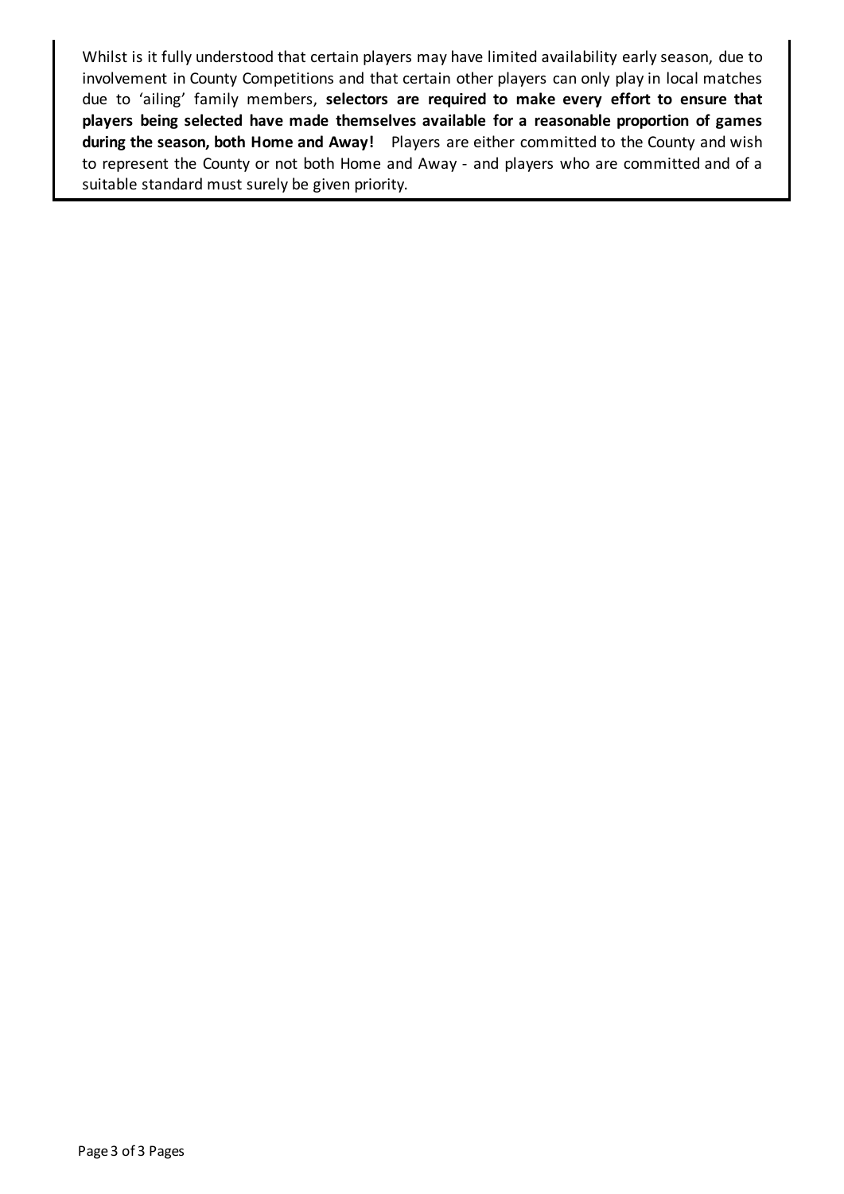Whilst is it fully understood that certain players may have limited availability early season, due to involvement in County Competitions and that certain other players can only play in local matches due to 'ailing' family members, **selectors are required to make every effort to ensure that players being selected have made themselves available for a reasonable proportion of games during the season, both Home and Away!** Players are either committed to the County and wish to represent the County or not both Home and Away - and players who are committed and of a suitable standard must surely be given priority.